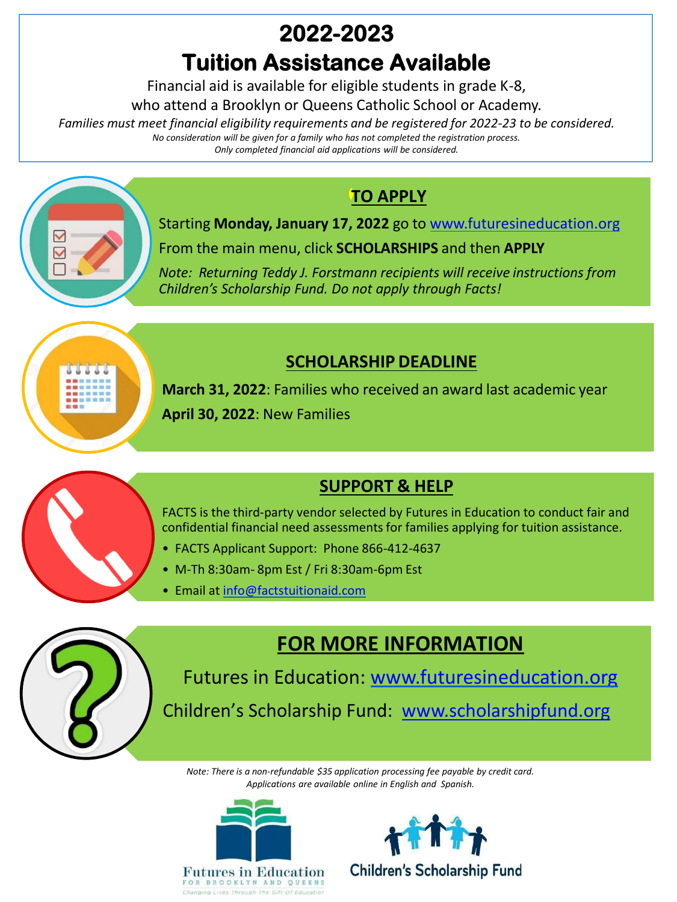# 2022-2023

# Tuition Assistance Available

Financial aid is available for eligible students in grade K-8, who attend a Brooklyn or Queens Catholic School or Academy.

*Families must meet financial eligibility requirements and be registered for 2022-23 to be considered.*

*No consideration will be given for a family who has not completed the registration process.*

*Only completed financial aid applications will be considered.*

## TO APPLY

Starting **Monday, January 17, 2022** go to www.futuresineducation.org

From the main menu, click **SCHOLARSHIPS** and then **APPLY**

*Note: Returning Teddy J. Forstmann recipients will receive instructions from Children's Scholarship Fund. Do not apply through Facts!*

## SCHOLARSHIP DEADLINE

**March 31, 2022**: Families who received an award last academic year

**April 30, 2022**: New Families

## SUPPORT & HELP

FACTS is the third-party vendor selected by Futures in Education to conduct fair and confidential financial need assessments for families applying for tuition assistance.

- FACTS Applicant Support: Phone 866-412-4637
- M-Th 8:30am- 8pm Est / Fri 8:30am-6pm Est
- Email at info@factstuitionaid.com

## FOR MORE INFORMATION

Futures in Education: www.futuresineducation.org

Children's Scholarship Fund: www.scholarshipfund.org

*Note: There is a non-refundable $35 application processing fee payable by credit card.*

*Applications are available online in English and Spanish.*

Futures in Education FOR BROOKLYN AND QUEENS
Changing Lives Through The Gift Of Education

Children's Scholarship Fund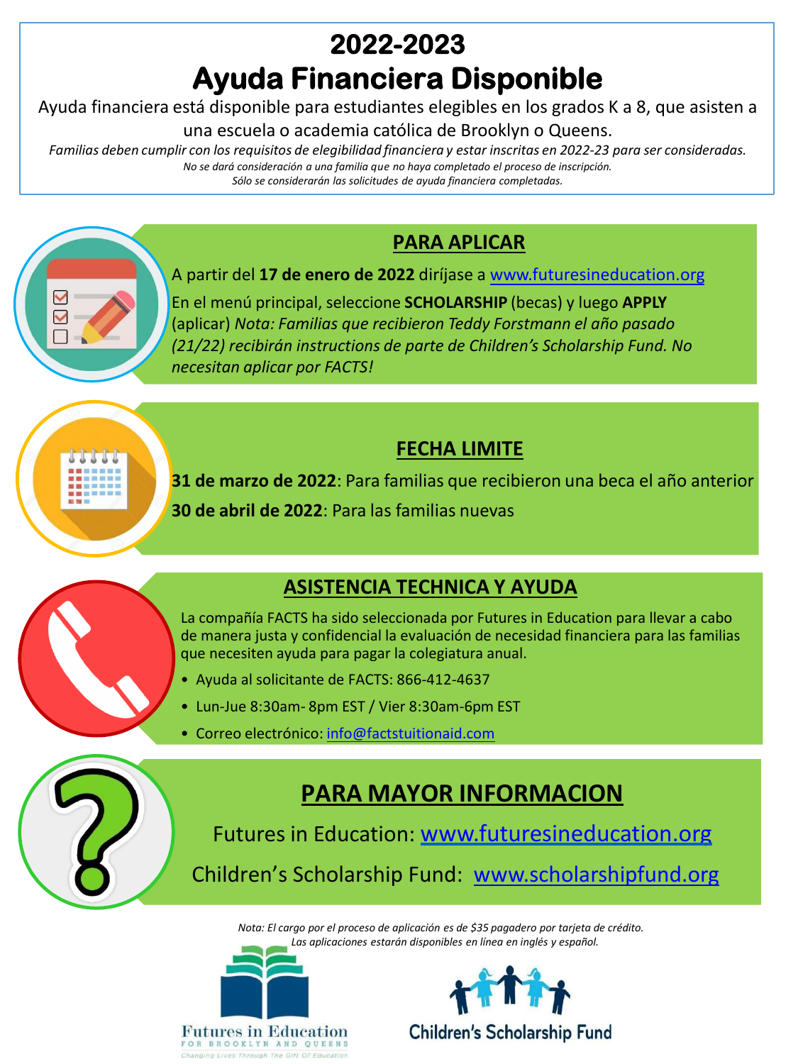# 2022-2023
# Ayuda Financiera Disponible

Ayuda financiera está disponible para estudiantes elegibles en los grados K a 8, que asisten a una escuela o academia católica de Brooklyn o Queens.

*Familias deben cumplir con los requisitos de elegibilidad financiera y estar inscritas en 2022-23 para ser consideradas.*

*No se dará consideración a una familia que no haya completado el proceso de inscripción.*

*Sólo se considerarán las solicitudes de ayuda financiera completadas.*

## PARA APLICAR

A partir del **17 de enero de 2022** diríjase a www.futuresineducation.org

En el menú principal, seleccione **SCHOLARSHIP** (becas) y luego **APPLY** (aplicar) *Nota: Familias que recibieron Teddy Forstmann el año pasado (21/22) recibirán instructions de parte de Children's Scholarship Fund. No necesitan aplicar por FACTS!*

## FECHA LIMITE

**31 de marzo de 2022**: Para familias que recibieron una beca el año anterior

**30 de abril de 2022**: Para las familias nuevas

## ASISTENCIA TECHNICA Y AYUDA

La compañía FACTS ha sido seleccionada por Futures in Education para llevar a cabo de manera justa y confidencial la evaluación de necesidad financiera para las familias que necesiten ayuda para pagar la colegiatura anual.

- Ayuda al solicitante de FACTS: 866-412-4637
- Lun-Jue 8:30am- 8pm EST / Vier 8:30am-6pm EST
- Correo electrónico: info@factstuitionaid.com

## PARA MAYOR INFORMACION

Futures in Education: www.futuresineducation.org

Children's Scholarship Fund: www.scholarshipfund.org

*Nota: El cargo por el proceso de aplicación es de $35 pagadero por tarjeta de crédito.*

*Las aplicaciones estarán disponibles en línea en inglés y español.*

Futures in Education
FOR BROOKLYN AND QUEENS
Changing Lives Through The Gift Of Education

Children's Scholarship Fund